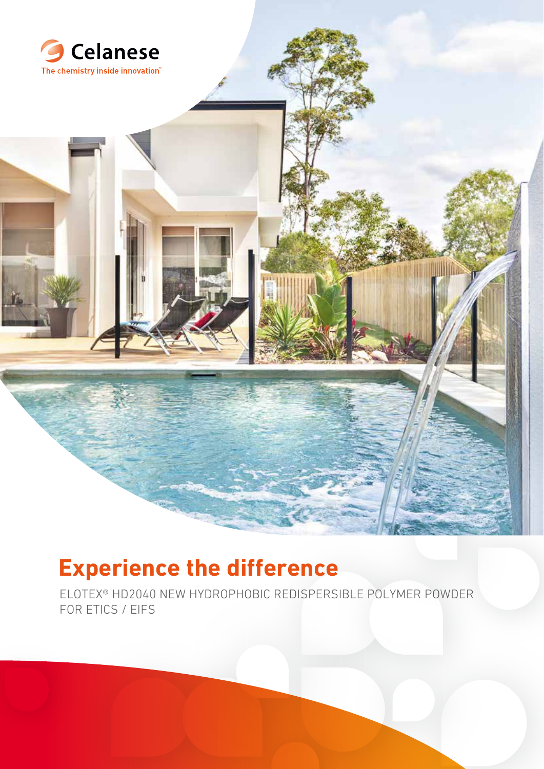Celanese

The chemistry inside innovation™

# Experience the difference

ELOTEX® HD2040 NEW HYDROPHOBIC REDISPERSIBLE POLYMER POWDER FOR ETICS / EIFS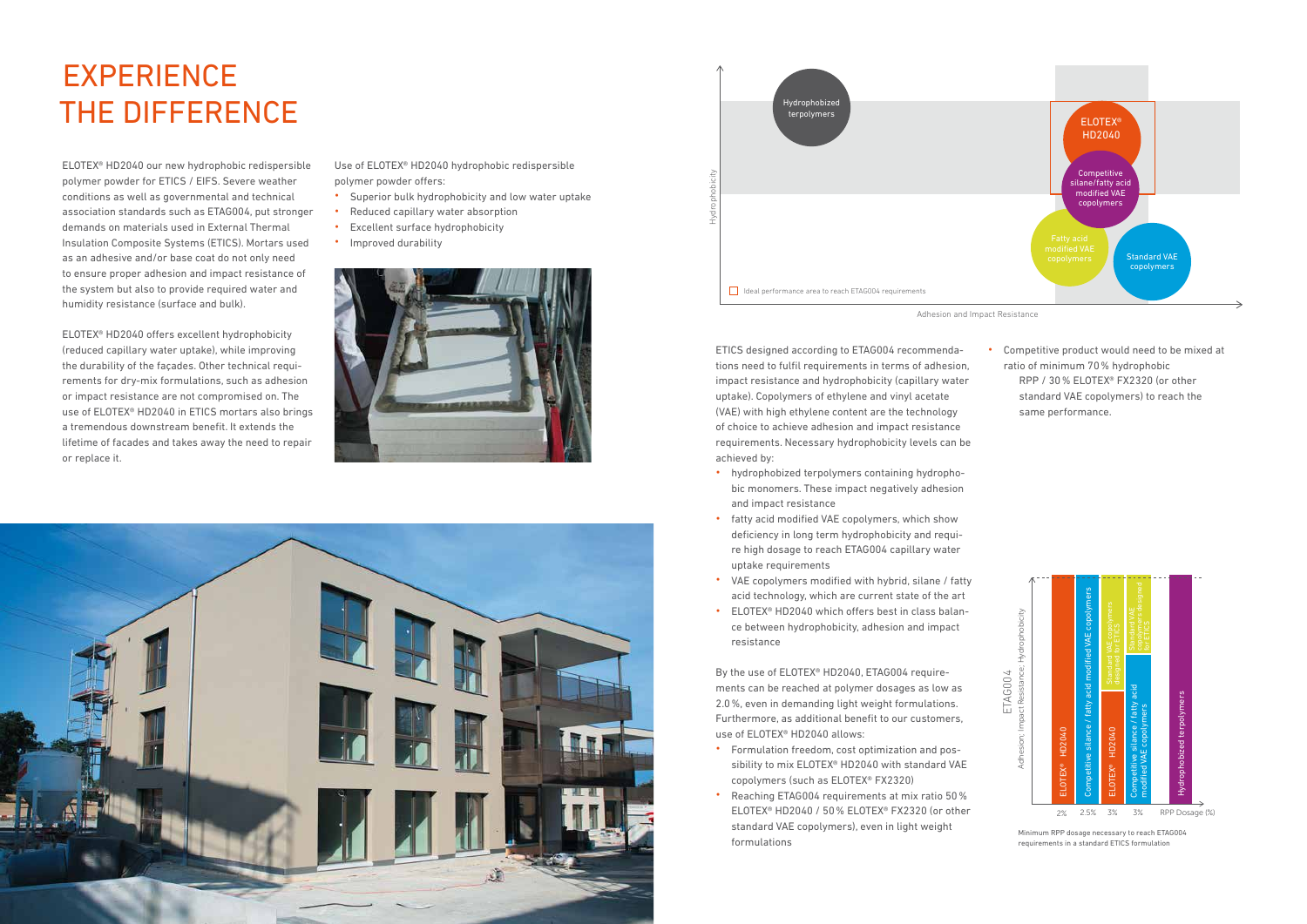# EXPERIENCE THE DIFFERENCE

ELOTEX® HD2040 our new hydrophobic redispersible polymer powder for ETICS / EIFS. Severe weather conditions as well as governmental and technical association standards such as ETAG004, put stronger demands on materials used in External Thermal Insulation Composite Systems (ETICS). Mortars used as an adhesive and/or base coat do not only need to ensure proper adhesion and impact resistance of the system but also to provide required water and humidity resistance (surface and bulk).

ELOTEX® HD2040 offers excellent hydrophobicity (reduced capillary water uptake), while improving the durability of the façades. Other technical requirements for dry-mix formulations, such as adhesion or impact resistance are not compromised on. The use of ELOTEX® HD2040 in ETICS mortars also brings a tremendous downstream benefit. It extends the lifetime of facades and takes away the need to repair or replace it.

Use of ELOTEX® HD2040 hydrophobic redispersible polymer powder offers:

- Superior bulk hydrophobicity and low water uptake
- Reduced capillary water absorption
- Excellent surface hydrophobicity
- Improved durability

Hydrophobicity

Hydrophobized terpolymers

ELOTEX® HD2040

Competitive silane/fatty acid modified VAE copolymers

Fatty acid modified VAE copolymers

Standard VAE copolymers

Ideal performance area to reach ETAG004 requirements

Adhesion and Impact Resistance

ETICS designed according to ETAG004 recommendations need to fulfil requirements in terms of adhesion, impact resistance and hydrophobicity (capillary water uptake). Copolymers of ethylene and vinyl acetate (VAE) with high ethylene content are the technology of choice to achieve adhesion and impact resistance requirements. Necessary hydrophobicity levels can be achieved by:

- hydrophobized terpolymers containing hydrophobic monomers. These impact negatively adhesion and impact resistance
- fatty acid modified VAE copolymers, which show deficiency in long term hydrophobicity and require high dosage to reach ETAG004 capillary water uptake requirements
- VAE copolymers modified with hybrid, silane / fatty acid technology, which are current state of the art
- ELOTEX® HD2040 which offers best in class balance between hydrophobicity, adhesion and impact resistance

By the use of ELOTEX® HD2040, ETAG004 requirements can be reached at polymer dosages as low as 2.0 %, even in demanding light weight formulations. Furthermore, as additional benefit to our customers, use of ELOTEX® HD2040 allows:

- Formulation freedom, cost optimization and possibility to mix ELOTEX® HD2040 with standard VAE copolymers (such as ELOTEX® FX2320)
- Reaching ETAG004 requirements at mix ratio 50 % ELOTEX® HD2040 / 50 % ELOTEX® FX2320 (or other standard VAE copolymers), even in light weight formulations
- Competitive product would need to be mixed at ratio of minimum 70 % hydrophobic RPP / 30 % ELOTEX® FX2320 (or other standard VAE copolymers) to reach the same performance.

ETAG004

Adhesion; Impact Resistance; Hydrophobicity

ELOTEX® HD2040 — 2%

Competitive silance / fatty acid modified VAE copolymers — 2.5%

ELOTEX® HD2040 / Standard VAE copolymers designed for ETICS — 3%

Competitive silance / fatty acid modified VAE copolymers / Standard VAE copolymers designed for ETICS — 3%

Hydrophobized terpolymers

RPP Dosage (%)

Minimum RPP dosage necessary to reach ETAG004 requirements in a standard ETICS formulation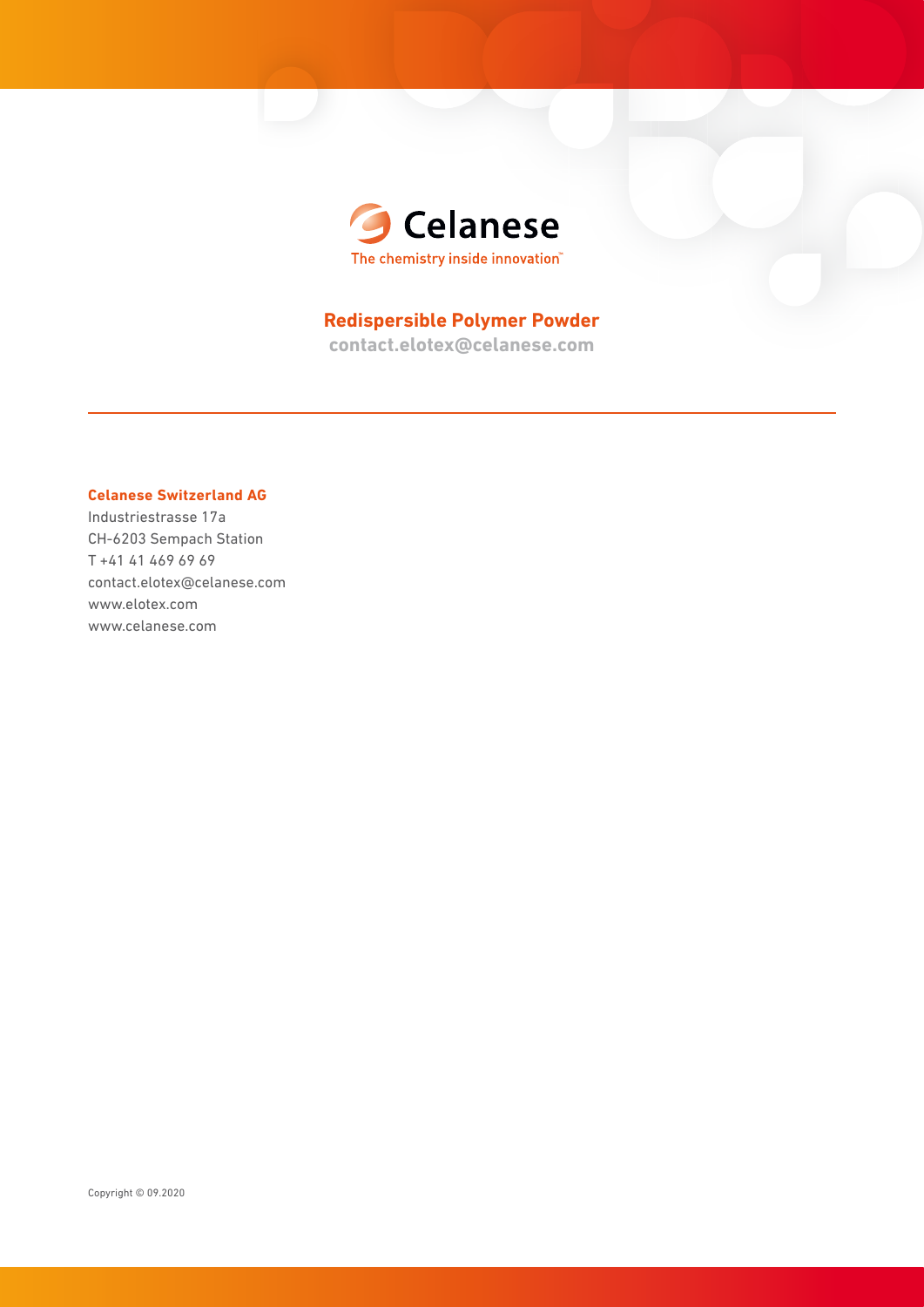Celanese

The chemistry inside innovation™

## Redispersible Polymer Powder

**contact.elotex@celanese.com**

---

**Celanese Switzerland AG**

Industriestrasse 17a
CH-6203 Sempach Station
T +41 41 469 69 69
contact.elotex@celanese.com
www.elotex.com
www.celanese.com

Copyright © 09.2020